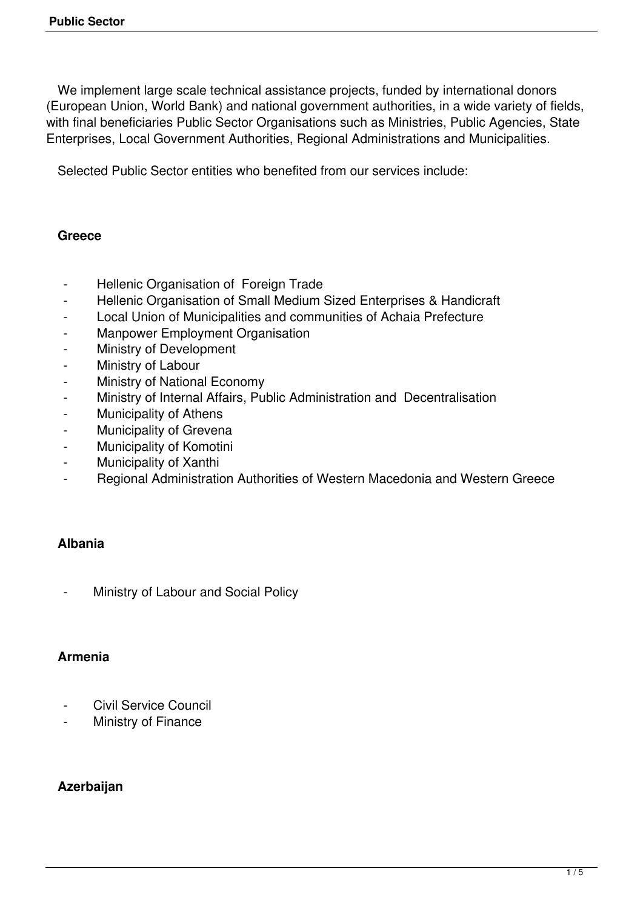We implement large scale technical assistance projects, funded by international donors (European Union, World Bank) and national government authorities, in a wide variety of fields, with final beneficiaries Public Sector Organisations such as Ministries, Public Agencies, State Enterprises, Local Government Authorities, Regional Administrations and Municipalities.

Selected Public Sector entities who benefited from our services include:

**Greece**

- Hellenic Organisation of Foreign Trade
- Hellenic Organisation of Small Medium Sized Enterprises & Handicraft
- Local Union of Municipalities and communities of Achaia Prefecture
- Manpower Employment Organisation
- Ministry of Development
- Ministry of Labour
- Ministry of National Economy
- Ministry of Internal Affairs, Public Administration and Decentralisation
- Municipality of Athens
- Municipality of Grevena
- Municipality of Komotini
- Municipality of Xanthi
- Regional Administration Authorities of Western Macedonia and Western Greece

**Albania**

- Ministry of Labour and Social Policy

**Armenia**

- Civil Service Council
- Ministry of Finance

**Azerbaijan**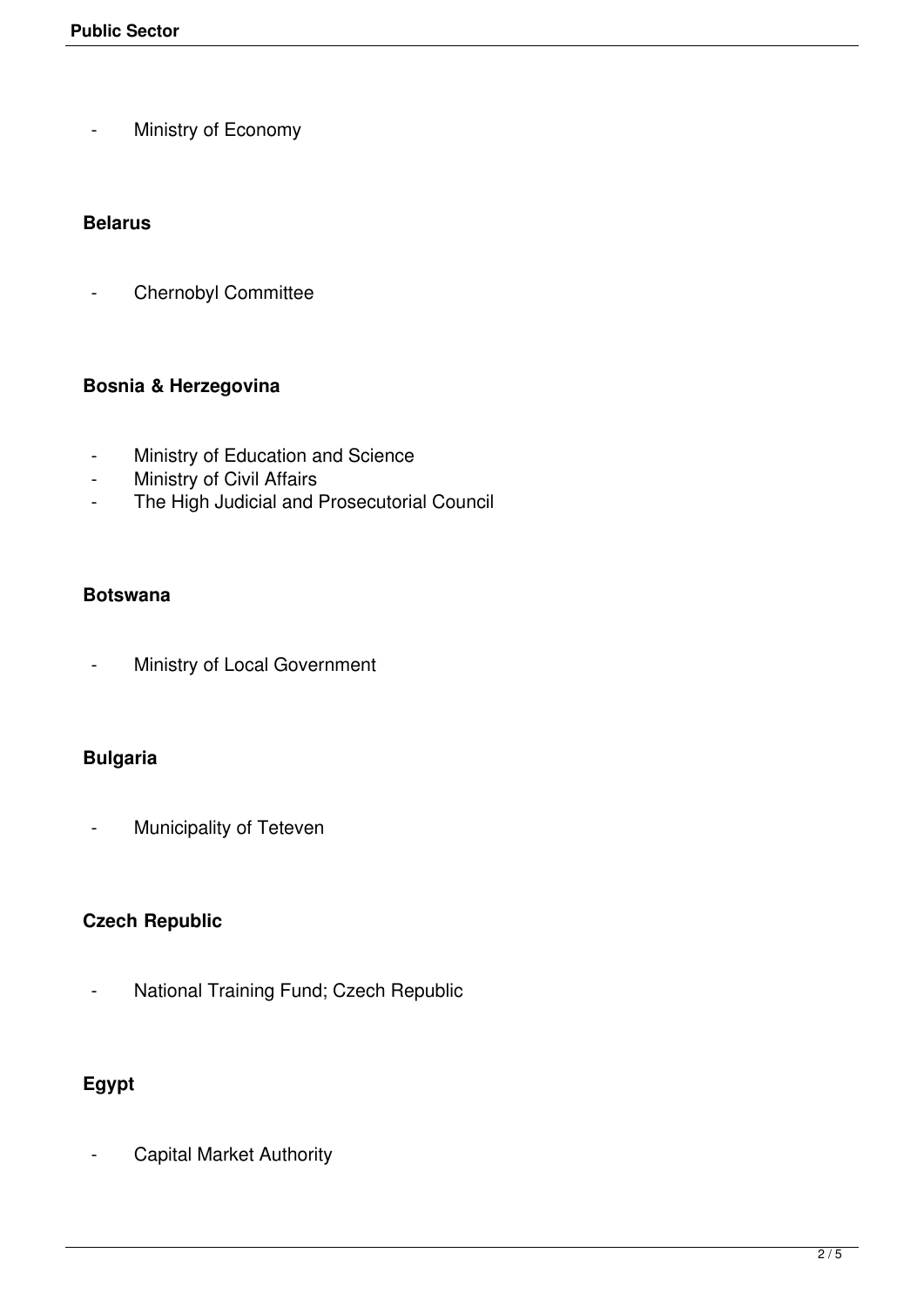- Ministry of Economy

**Belarus**

- Chernobyl Committee

**Bosnia & Herzegovina**

- Ministry of Education and Science
- Ministry of Civil Affairs
- The High Judicial and Prosecutorial Council

**Botswana**

- Ministry of Local Government

**Bulgaria**

- Municipality of Teteven

**Czech Republic**

- National Training Fund; Czech Republic

**Egypt**

- Capital Market Authority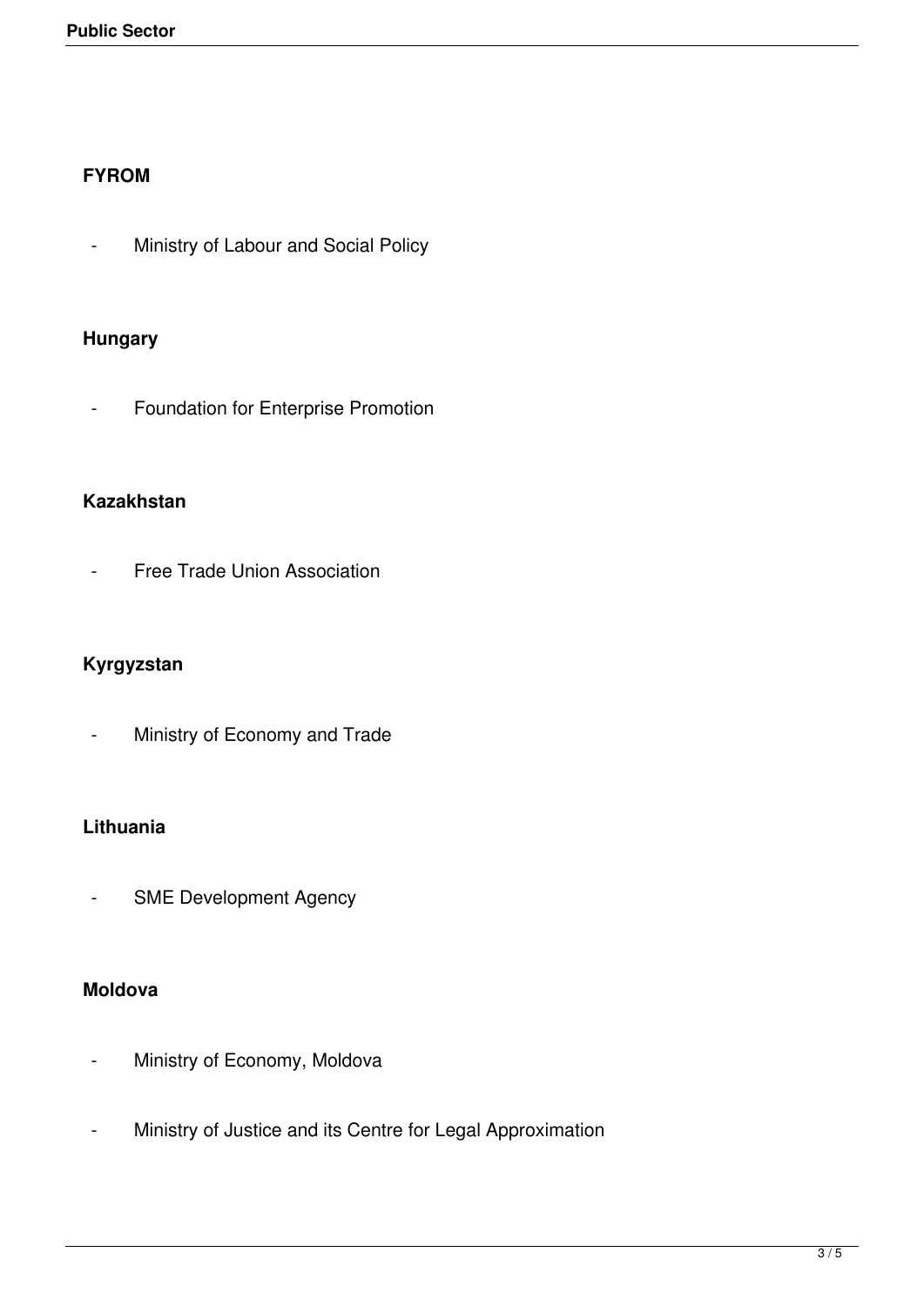**FYROM**

- Ministry of Labour and Social Policy

**Hungary**

- Foundation for Enterprise Promotion

**Kazakhstan**

- Free Trade Union Association

**Kyrgyzstan**

- Ministry of Economy and Trade

**Lithuania**

- SME Development Agency

**Moldova**

- Ministry of Economy, Moldova
- Ministry of Justice and its Centre for Legal Approximation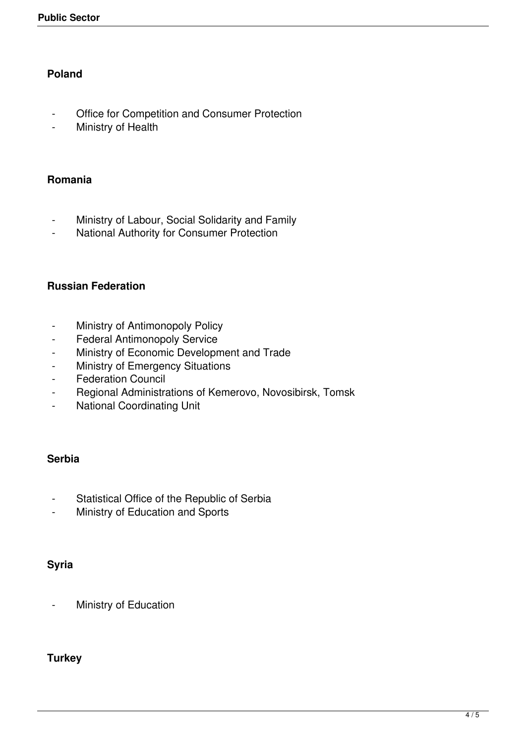**Poland**

- Office for Competition and Consumer Protection
- Ministry of Health

**Romania**

- Ministry of Labour, Social Solidarity and Family
- National Authority for Consumer Protection

**Russian Federation**

- Ministry of Antimonopoly Policy
- Federal Antimonopoly Service
- Ministry of Economic Development and Trade
- Ministry of Emergency Situations
- Federation Council
- Regional Administrations of Kemerovo, Novosibirsk, Tomsk
- National Coordinating Unit

**Serbia**

- Statistical Office of the Republic of Serbia
- Ministry of Education and Sports

**Syria**

- Ministry of Education

**Turkey**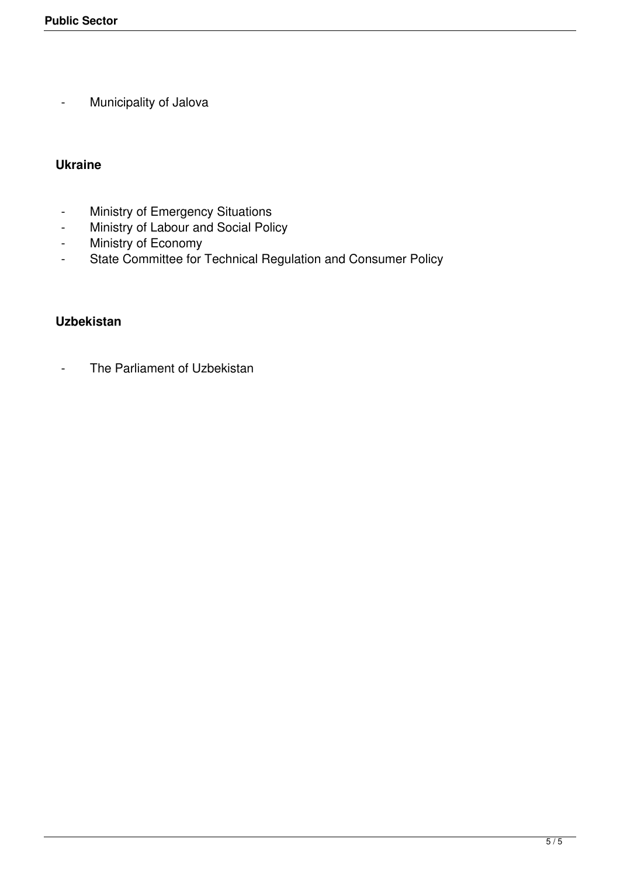- Municipality of Jalova

**Ukraine**

- Ministry of Emergency Situations
- Ministry of Labour and Social Policy
- Ministry of Economy
- State Committee for Technical Regulation and Consumer Policy

**Uzbekistan**

- The Parliament of Uzbekistan